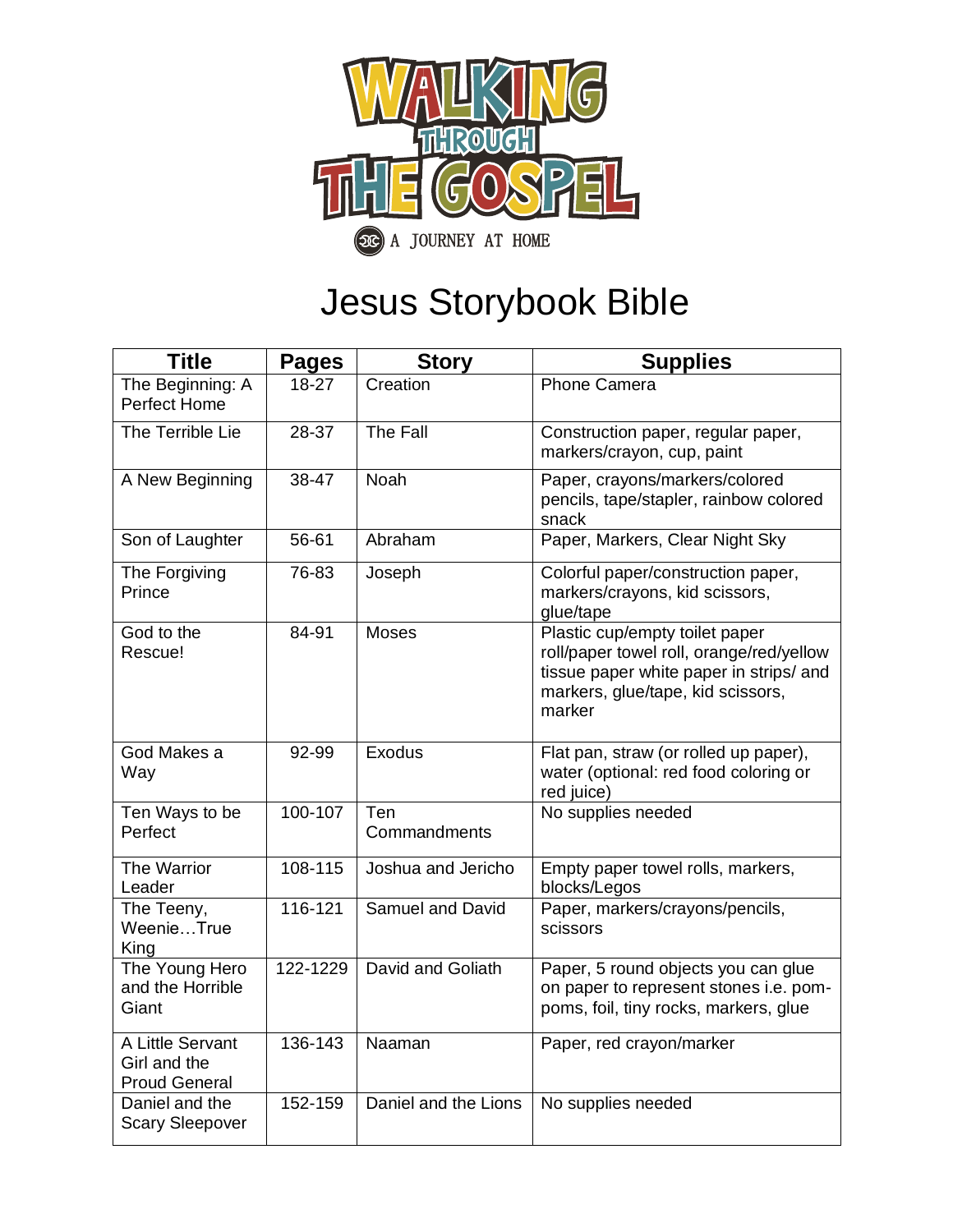WALKING THROUGH THE GOSPEL

A JOURNEY AT HOME

# Jesus Storybook Bible

| Title | Pages | Story | Supplies |
|---|---|---|---|
| The Beginning: A Perfect Home | 18-27 | Creation | Phone Camera |
| The Terrible Lie | 28-37 | The Fall | Construction paper, regular paper, markers/crayon, cup, paint |
| A New Beginning | 38-47 | Noah | Paper, crayons/markers/colored pencils, tape/stapler, rainbow colored snack |
| Son of Laughter | 56-61 | Abraham | Paper, Markers, Clear Night Sky |
| The Forgiving Prince | 76-83 | Joseph | Colorful paper/construction paper, markers/crayons, kid scissors, glue/tape |
| God to the Rescue! | 84-91 | Moses | Plastic cup/empty toilet paper roll/paper towel roll, orange/red/yellow tissue paper white paper in strips/ and markers, glue/tape, kid scissors, marker |
| God Makes a Way | 92-99 | Exodus | Flat pan, straw (or rolled up paper), water (optional: red food coloring or red juice) |
| Ten Ways to be Perfect | 100-107 | Ten Commandments | No supplies needed |
| The Warrior Leader | 108-115 | Joshua and Jericho | Empty paper towel rolls, markers, blocks/Legos |
| The Teeny, Weenie…True King | 116-121 | Samuel and David | Paper, markers/crayons/pencils, scissors |
| The Young Hero and the Horrible Giant | 122-1229 | David and Goliath | Paper, 5 round objects you can glue on paper to represent stones i.e. pom-poms, foil, tiny rocks, markers, glue |
| A Little Servant Girl and the Proud General | 136-143 | Naaman | Paper, red crayon/marker |
| Daniel and the Scary Sleepover | 152-159 | Daniel and the Lions | No supplies needed |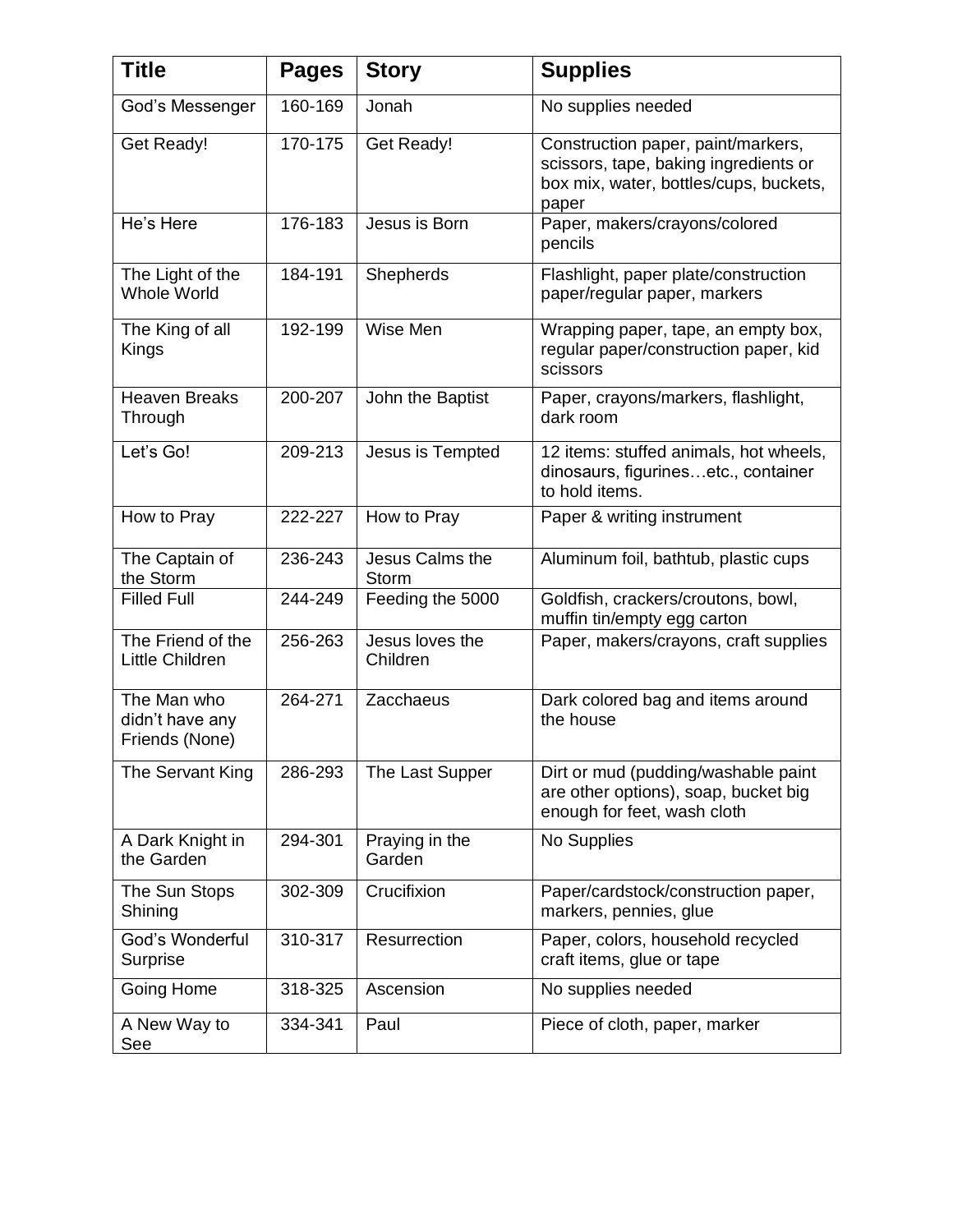| Title | Pages | Story | Supplies |
|---|---|---|---|
| God's Messenger | 160-169 | Jonah | No supplies needed |
| Get Ready! | 170-175 | Get Ready! | Construction paper, paint/markers, scissors, tape, baking ingredients or box mix, water, bottles/cups, buckets, paper |
| He's Here | 176-183 | Jesus is Born | Paper, makers/crayons/colored pencils |
| The Light of the Whole World | 184-191 | Shepherds | Flashlight, paper plate/construction paper/regular paper, markers |
| The King of all Kings | 192-199 | Wise Men | Wrapping paper, tape, an empty box, regular paper/construction paper, kid scissors |
| Heaven Breaks Through | 200-207 | John the Baptist | Paper, crayons/markers, flashlight, dark room |
| Let's Go! | 209-213 | Jesus is Tempted | 12 items: stuffed animals, hot wheels, dinosaurs, figurines…etc., container to hold items. |
| How to Pray | 222-227 | How to Pray | Paper & writing instrument |
| The Captain of the Storm | 236-243 | Jesus Calms the Storm | Aluminum foil, bathtub, plastic cups |
| Filled Full | 244-249 | Feeding the 5000 | Goldfish, crackers/croutons, bowl, muffin tin/empty egg carton |
| The Friend of the Little Children | 256-263 | Jesus loves the Children | Paper, makers/crayons, craft supplies |
| The Man who didn't have any Friends (None) | 264-271 | Zacchaeus | Dark colored bag and items around the house |
| The Servant King | 286-293 | The Last Supper | Dirt or mud (pudding/washable paint are other options), soap, bucket big enough for feet, wash cloth |
| A Dark Knight in the Garden | 294-301 | Praying in the Garden | No Supplies |
| The Sun Stops Shining | 302-309 | Crucifixion | Paper/cardstock/construction paper, markers, pennies, glue |
| God's Wonderful Surprise | 310-317 | Resurrection | Paper, colors, household recycled craft items, glue or tape |
| Going Home | 318-325 | Ascension | No supplies needed |
| A New Way to See | 334-341 | Paul | Piece of cloth, paper, marker |